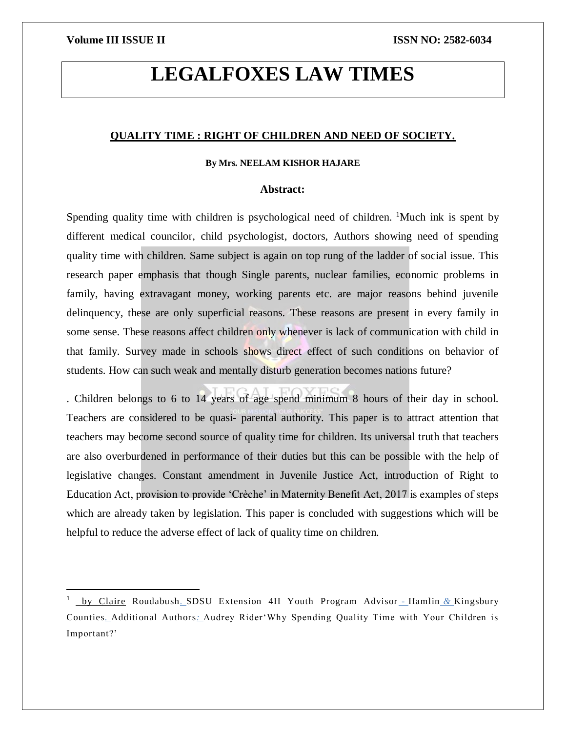# LEGALFOXES LAW TIMES

## QUALITY TIME : RIGHT OF CHILDREN AND NEED OF SOCIETY.

**By Mrs. NEELAM KISHOR HAJARE**

### Abstract:

Spending quality time with children is psychological need of children. [1]Much ink is spent by different medical councilor, child psychologist, doctors, Authors showing need of spending quality time with children. Same subject is again on top rung of the ladder of social issue. This research paper emphasis that though Single parents, nuclear families, economic problems in family, having extravagant money, working parents etc. are major reasons behind juvenile delinquency, these are only superficial reasons. These reasons are present in every family in some sense. These reasons affect children only whenever is lack of communication with child in that family. Survey made in schools shows direct effect of such conditions on behavior of students. How can such weak and mentally disturb generation becomes nations future?

. Children belongs to 6 to 14 years of age spend minimum 8 hours of their day in school. Teachers are considered to be quasi- parental authority. This paper is to attract attention that teachers may become second source of quality time for children. Its universal truth that teachers are also overburdened in performance of their duties but this can be possible with the help of legislative changes. Constant amendment in Juvenile Justice Act, introduction of Right to Education Act, provision to provide 'Crèche' in Maternity Benefit Act, 2017 is examples of steps which are already taken by legislation. This paper is concluded with suggestions which will be helpful to reduce the adverse effect of lack of quality time on children.

---

[1] by Claire Roudabush. SDSU Extension 4H Youth Program Advisor - Hamlin & Kingsbury Counties. Additional Authors: Audrey Rider'Why Spending Quality Time with Your Children is Important?'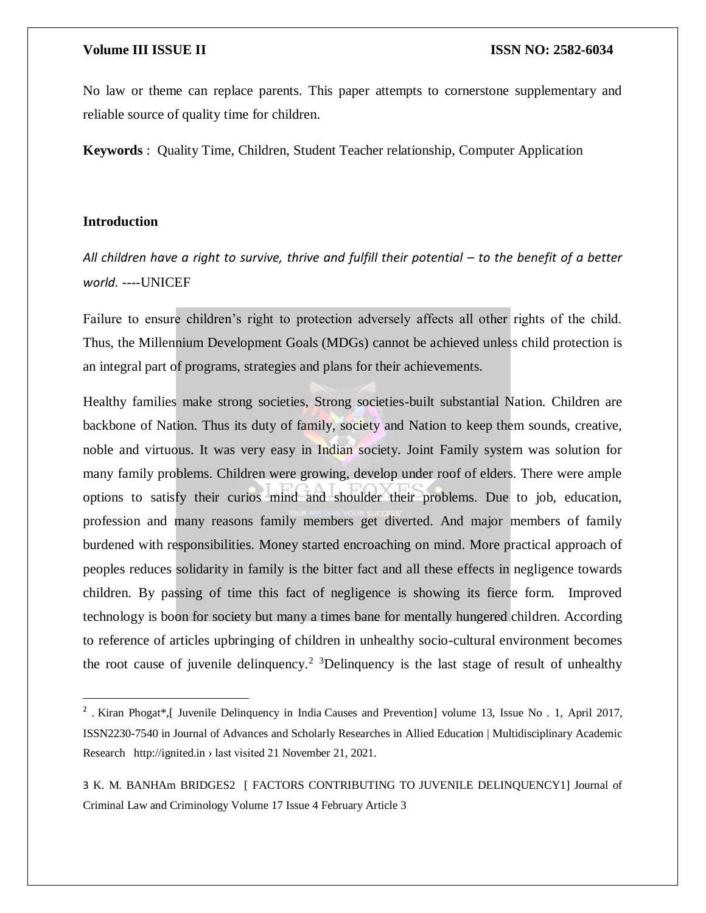No law or theme can replace parents. This paper attempts to cornerstone supplementary and reliable source of quality time for children.

**Keywords** : Quality Time, Children, Student Teacher relationship, Computer Application

## Introduction

*All children have a right to survive, thrive and fulfill their potential – to the benefit of a better world.* ----UNICEF

Failure to ensure children's right to protection adversely affects all other rights of the child. Thus, the Millennium Development Goals (MDGs) cannot be achieved unless child protection is an integral part of programs, strategies and plans for their achievements.

Healthy families make strong societies, Strong societies-built substantial Nation. Children are backbone of Nation. Thus its duty of family, society and Nation to keep them sounds, creative, noble and virtuous. It was very easy in Indian society. Joint Family system was solution for many family problems. Children were growing, develop under roof of elders. There were ample options to satisfy their curios mind and shoulder their problems. Due to job, education, profession and many reasons family members get diverted. And major members of family burdened with responsibilities. Money started encroaching on mind. More practical approach of peoples reduces solidarity in family is the bitter fact and all these effects in negligence towards children. By passing of time this fact of negligence is showing its fierce form. Improved technology is boon for society but many a times bane for mentally hungered children. According to reference of articles upbringing of children in unhealthy socio-cultural environment becomes the root cause of juvenile delinquency.[2] [3]Delinquency is the last stage of result of unhealthy

---

[2] . Kiran Phogat*,[ Juvenile Delinquency in India Causes and Prevention] volume 13, Issue No . 1, April 2017, ISSN2230-7540 in Journal of Advances and Scholarly Researches in Allied Education | Multidisciplinary Academic Research http://ignited.in › last visited 21 November 21, 2021.

3 K. M. BANHAm BRIDGES2 [ FACTORS CONTRIBUTING TO JUVENILE DELINQUENCY1] Journal of Criminal Law and Criminology Volume 17 Issue 4 February Article 3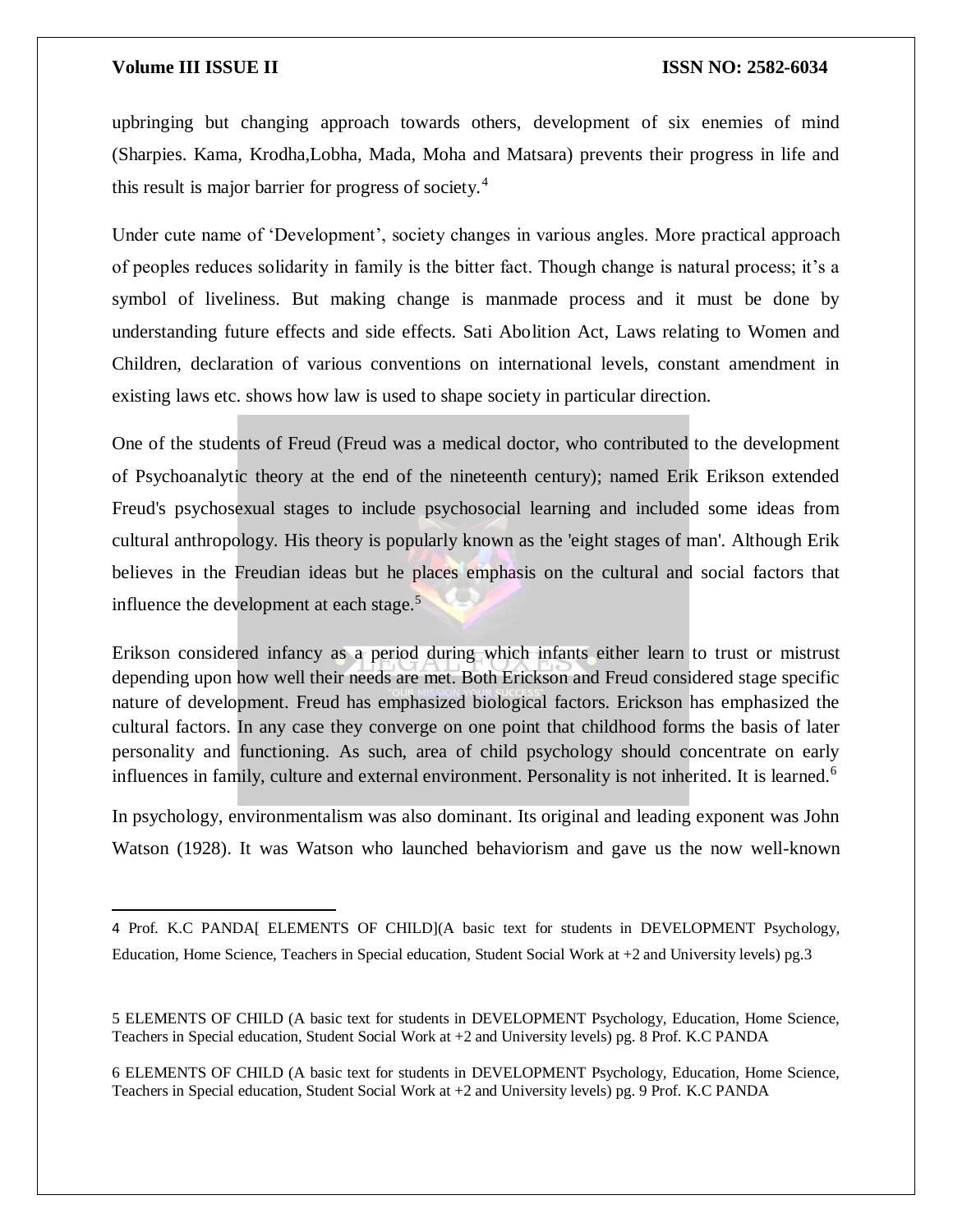upbringing but changing approach towards others, development of six enemies of mind (Sharpies. Kama, Krodha,Lobha, Mada, Moha and Matsara) prevents their progress in life and this result is major barrier for progress of society.[4]

Under cute name of 'Development', society changes in various angles. More practical approach of peoples reduces solidarity in family is the bitter fact. Though change is natural process; it's a symbol of liveliness. But making change is manmade process and it must be done by understanding future effects and side effects. Sati Abolition Act, Laws relating to Women and Children, declaration of various conventions on international levels, constant amendment in existing laws etc. shows how law is used to shape society in particular direction.

One of the students of Freud (Freud was a medical doctor, who contributed to the development of Psychoanalytic theory at the end of the nineteenth century); named Erik Erikson extended Freud's psychosexual stages to include psychosocial learning and included some ideas from cultural anthropology. His theory is popularly known as the 'eight stages of man'. Although Erik believes in the Freudian ideas but he places emphasis on the cultural and social factors that influence the development at each stage.[5]

Erikson considered infancy as a period during which infants either learn to trust or mistrust depending upon how well their needs are met. Both Erickson and Freud considered stage specific nature of development. Freud has emphasized biological factors. Erickson has emphasized the cultural factors. In any case they converge on one point that childhood forms the basis of later personality and functioning. As such, area of child psychology should concentrate on early influences in family, culture and external environment. Personality is not inherited. It is learned.[6]

In psychology, environmentalism was also dominant. Its original and leading exponent was John Watson (1928). It was Watson who launched behaviorism and gave us the now well-known

---

4 Prof. K.C PANDA[ ELEMENTS OF CHILD](A basic text for students in DEVELOPMENT Psychology, Education, Home Science, Teachers in Special education, Student Social Work at +2 and University levels) pg.3

5 ELEMENTS OF CHILD (A basic text for students in DEVELOPMENT Psychology, Education, Home Science, Teachers in Special education, Student Social Work at +2 and University levels) pg. 8 Prof. K.C PANDA

6 ELEMENTS OF CHILD (A basic text for students in DEVELOPMENT Psychology, Education, Home Science, Teachers in Special education, Student Social Work at +2 and University levels) pg. 9 Prof. K.C PANDA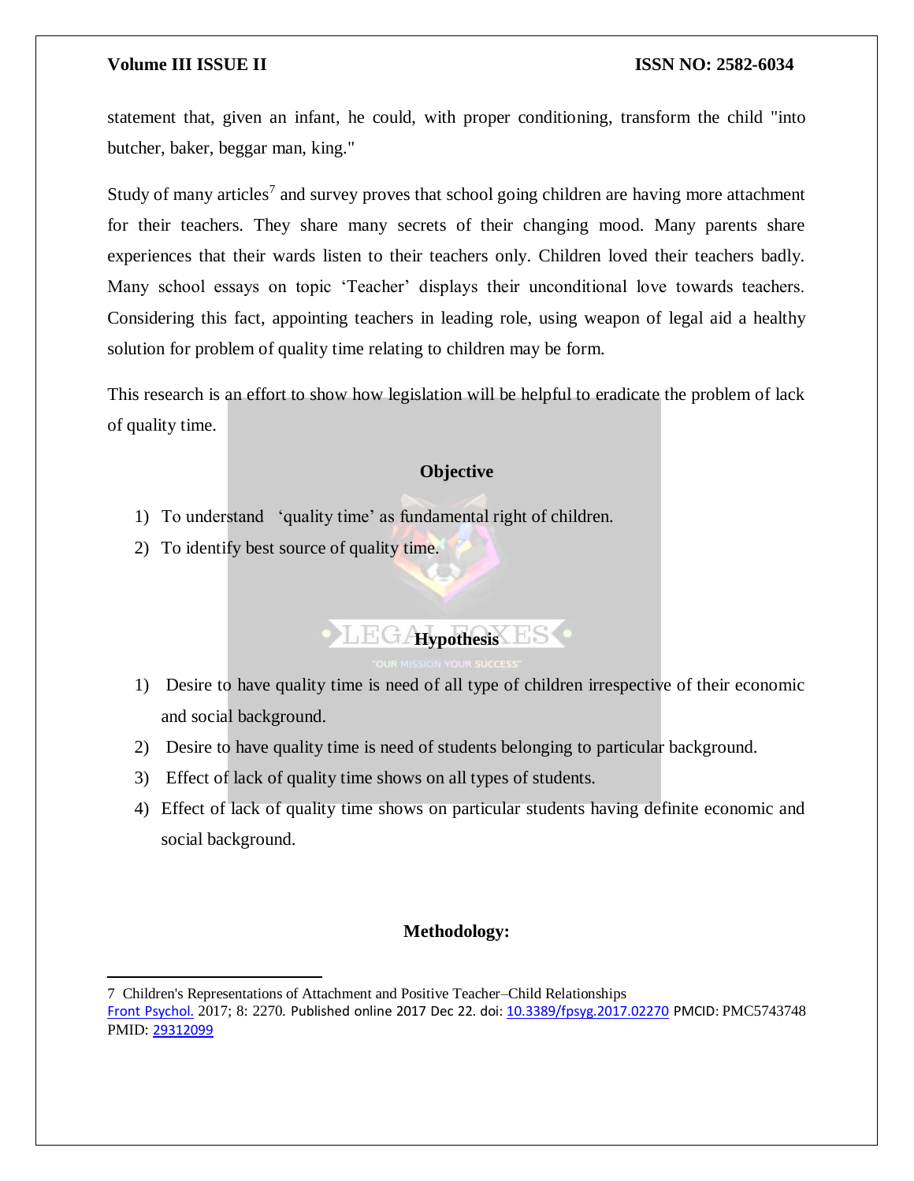statement that, given an infant, he could, with proper conditioning, transform the child "into butcher, baker, beggar man, king."

Study of many articles[7] and survey proves that school going children are having more attachment for their teachers. They share many secrets of their changing mood. Many parents share experiences that their wards listen to their teachers only. Children loved their teachers badly. Many school essays on topic 'Teacher' displays their unconditional love towards teachers. Considering this fact, appointing teachers in leading role, using weapon of legal aid a healthy solution for problem of quality time relating to children may be form.

This research is an effort to show how legislation will be helpful to eradicate the problem of lack of quality time.

## Objective

1) To understand 'quality time' as fundamental right of children.
2) To identify best source of quality time.

## Hypothesis

1) Desire to have quality time is need of all type of children irrespective of their economic and social background.
2) Desire to have quality time is need of students belonging to particular background.
3) Effect of lack of quality time shows on all types of students.
4) Effect of lack of quality time shows on particular students having definite economic and social background.

## Methodology:

---

7 Children's Representations of Attachment and Positive Teacher–Child Relationships
Front Psychol. 2017; 8: 2270. Published online 2017 Dec 22. doi: 10.3389/fpsyg.2017.02270 PMCID: PMC5743748 PMID: 29312099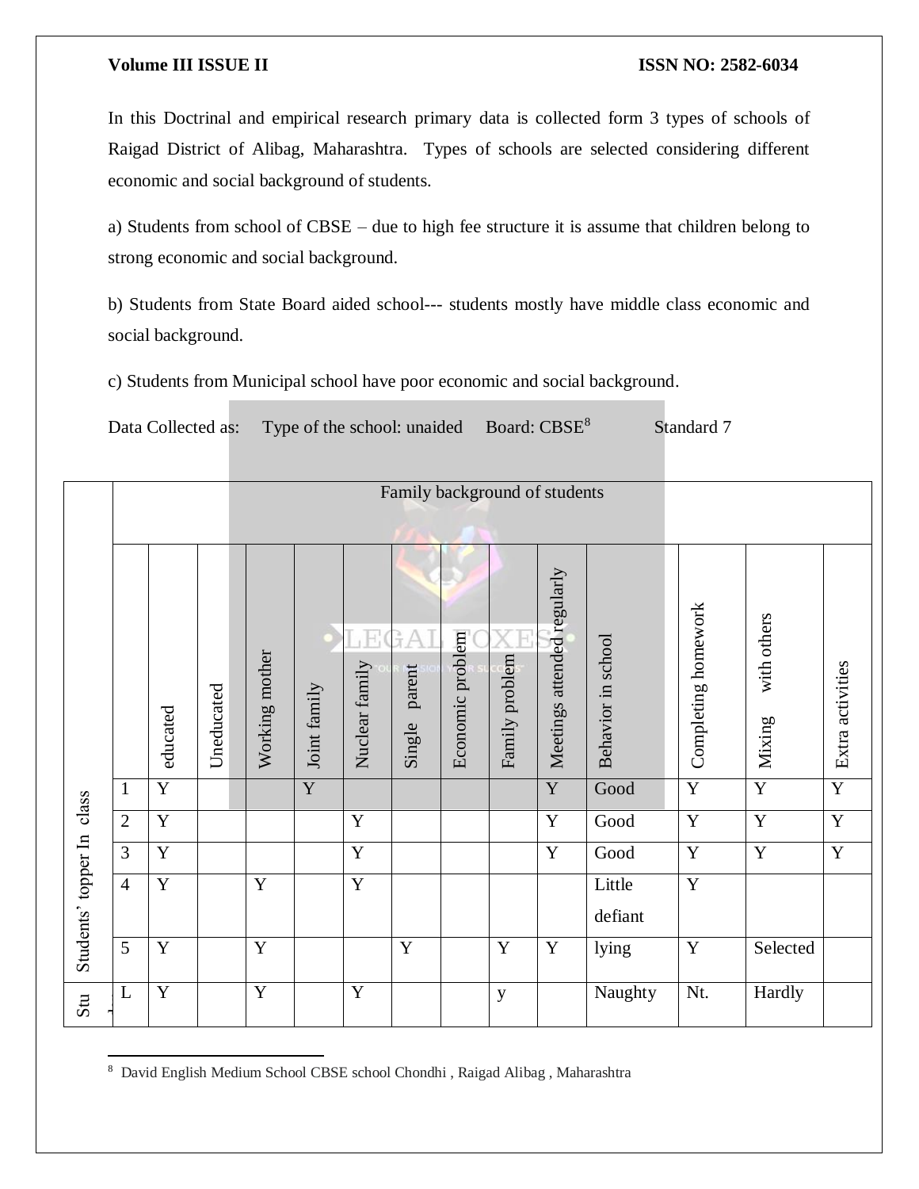In this Doctrinal and empirical research primary data is collected form 3 types of schools of Raigad District of Alibag, Maharashtra. Types of schools are selected considering different economic and social background of students.

a) Students from school of CBSE – due to high fee structure it is assume that children belong to strong economic and social background.

b) Students from State Board aided school--- students mostly have middle class economic and social background.

c) Students from Municipal school have poor economic and social background.

Data Collected as: Type of the school: unaided Board: CBSE[8] Standard 7

| | Family background of students | | | | | | | | | | | | | | |
|---|---|---|---|---|---|---|---|---|---|---|---|---|---|---|---|
| | | educated | Uneducated | Working mother | Joint family | Nuclear family | Single parent | Economic problem | Family problem | Meetings attended regularly | Behavior in school | Completing homework | Mixing with others | Extra activities |
| Students' topper In class | 1 | Y | | | Y | | | | | Y | Good | Y | Y | Y |
| | 2 | Y | | | | Y | | | | Y | Good | Y | Y | Y |
| | 3 | Y | | | | Y | | | | Y | Good | Y | Y | Y |
| | 4 | Y | | Y | | Y | | | | | Little defiant | Y | | |
| | 5 | Y | | Y | | | Y | | Y | Y | lying | Y | Selected | |
| Stu | L | Y | | Y | | Y | | | y | | Naughty | Nt. | Hardly | |

[8] David English Medium School CBSE school Chondhi , Raigad Alibag , Maharashtra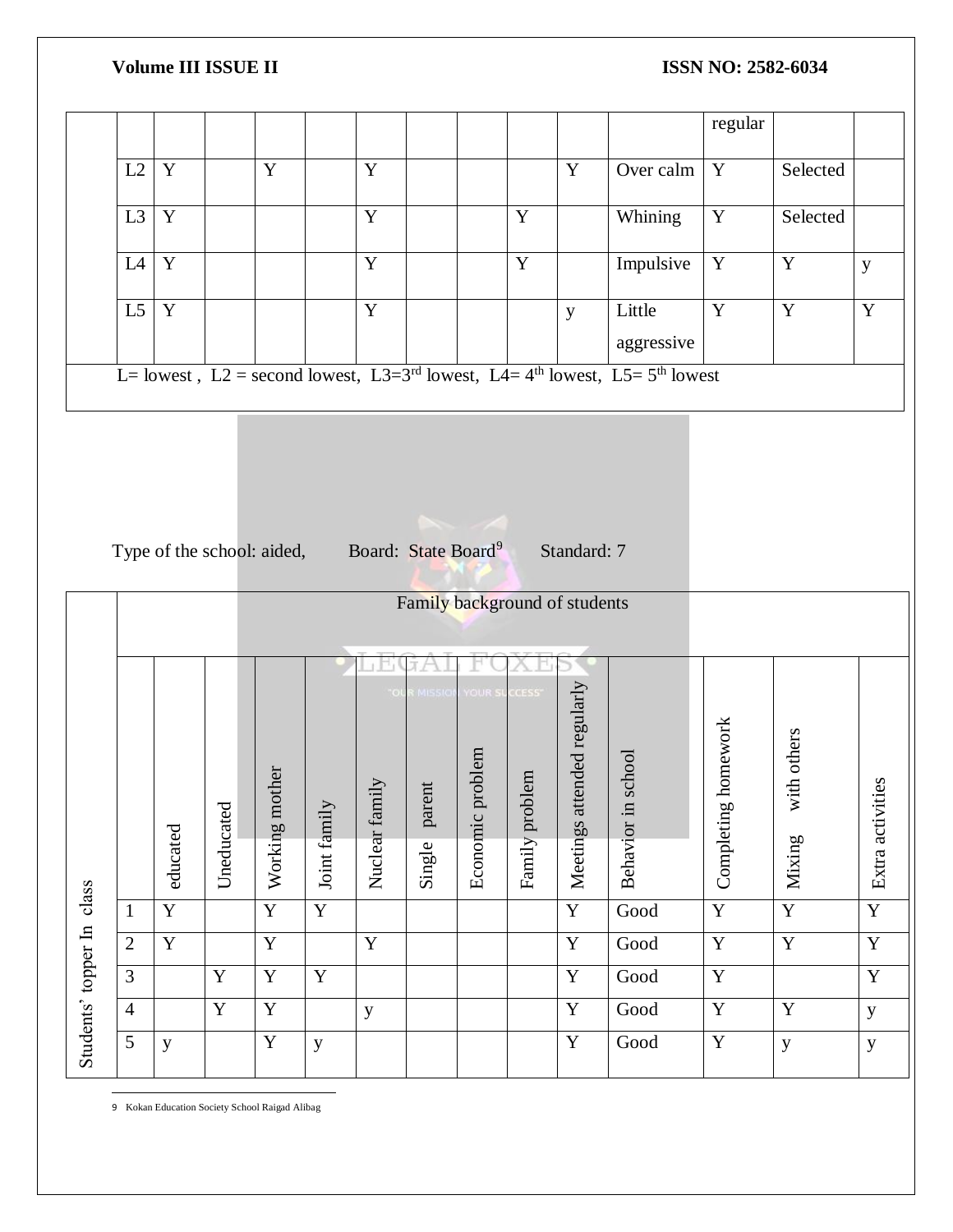| | | | | | | | | | | | | regular | | |
|---|---|---|---|---|---|---|---|---|---|---|---|---|---|---|
| | L2 | Y | | Y | | Y | | | | Y | Over calm | Y | Selected | |
| | L3 | Y | | | | Y | | | Y | | Whining | Y | Selected | |
| | L4 | Y | | | | Y | | | Y | | Impulsive | Y | Y | y |
| | L5 | Y | | | | Y | | | | y | Little aggressive | Y | Y | Y |
| L= lowest , L2 = second lowest, L3=3rd lowest, L4= 4th lowest, L5= 5th lowest | | | | | | | | | | | | | | |

Type of the school: aided, Board: State Board[9] Standard: 7

| Students' topper In class | Family background of students | | | | | | | | | | | | | |
|---|---|---|---|---|---|---|---|---|---|---|---|---|---|---|
| | | educated | Uneducated | Working mother | Joint family | Nuclear family | Single parent | Economic problem | Family problem | Meetings attended regularly | Behavior in school | Completing homework | Mixing with others | Extra activities |
| | 1 | Y | | Y | Y | | | | | Y | Good | Y | Y | Y |
| | 2 | Y | | Y | | Y | | | | Y | Good | Y | Y | Y |
| | 3 | | Y | Y | Y | | | | | Y | Good | Y | | Y |
| | 4 | | Y | Y | | y | | | | Y | Good | Y | Y | y |
| | 5 | y | | Y | y | | | | | Y | Good | Y | y | y |

---

9 Kokan Education Society School Raigad Alibag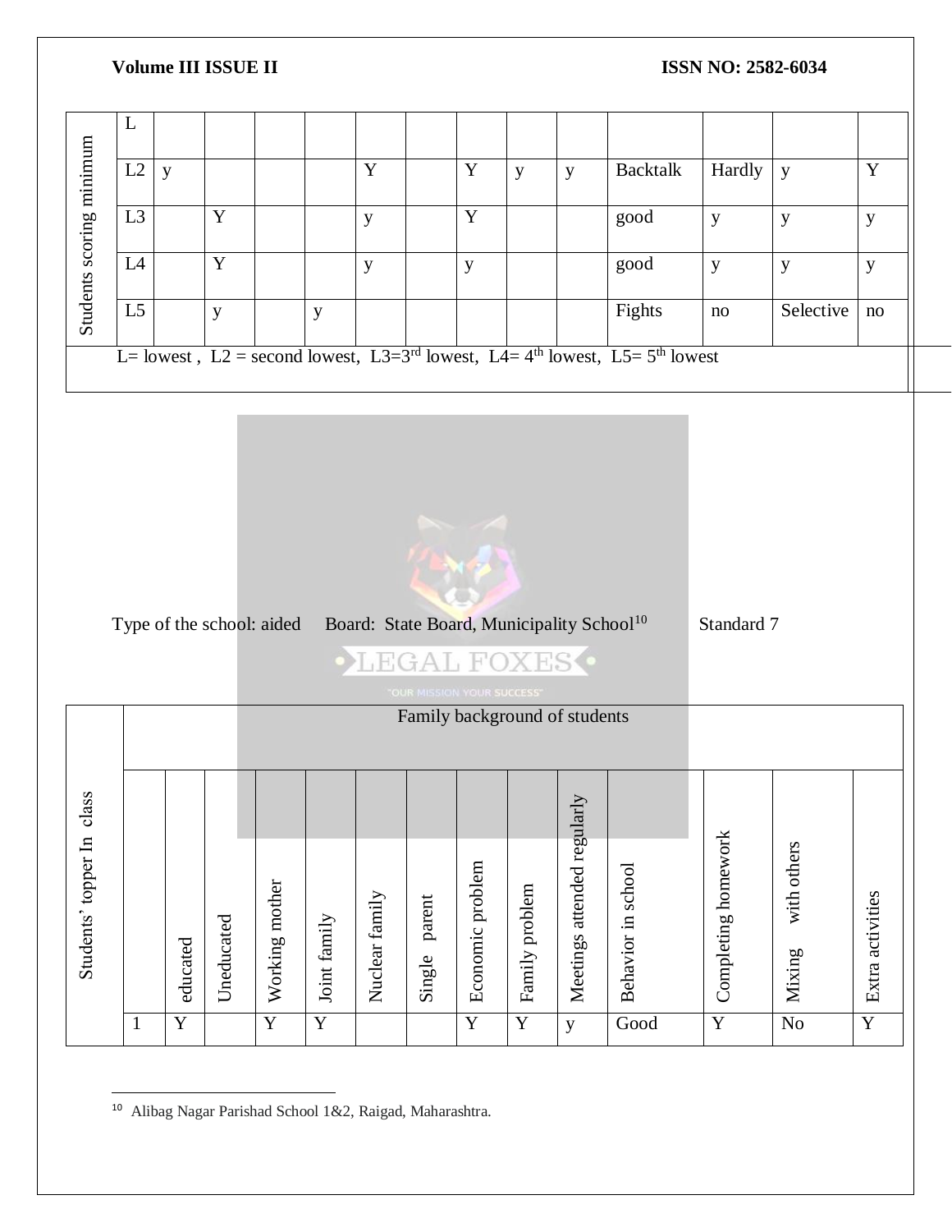| Students scoring minimum | | | | | | | | | | | | | | |
|---|---|---|---|---|---|---|---|---|---|---|---|---|---|---|
| | L | | | | | | | | | | | | | |
| | L2 | y | | | | Y | | Y | y | y | Backtalk | Hardly | y | Y |
| | L3 | | Y | | | y | | Y | | | good | y | y | y |
| | L4 | | Y | | | y | | y | | | good | y | y | y |
| | L5 | | y | | y | | | | | | Fights | no | Selective | no |

L= lowest , L2 = second lowest, L3=3rd lowest, L4= 4th lowest, L5= 5th lowest

Type of the school: aided Board: State Board, Municipality School[10] Standard 7

| Students' topper In class | Family background of students | | | | | | | | | | | | | |
|---|---|---|---|---|---|---|---|---|---|---|---|---|---|---|
| | | educated | Uneducated | Working mother | Joint family | Nuclear family | Single parent | Economic problem | Family problem | Meetings attended regularly | Behavior in school | Completing homework | Mixing with others | Extra activities |
| | 1 | Y | | Y | Y | | | Y | Y | y | Good | Y | No | Y |

[10] Alibag Nagar Parishad School 1&2, Raigad, Maharashtra.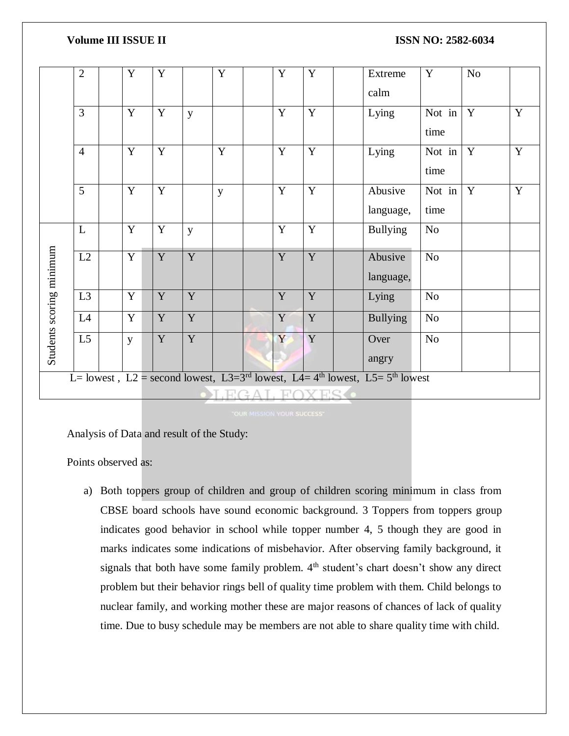| | | | | | | | | | | | | | | |
|---|---|---|---|---|---|---|---|---|---|---|---|---|---|---|
| | 2 | | Y | Y | | Y | | Y | Y | | Extreme calm | Y | No | |
| | 3 | | Y | Y | y | | | Y | Y | | Lying | Not in time | Y | Y |
| | 4 | | Y | Y | | Y | | Y | Y | | Lying | Not in time | Y | Y |
| | 5 | | Y | Y | | y | | Y | Y | | Abusive language, | Not in time | Y | Y |
| Students scoring minimum | L | | Y | Y | y | | | Y | Y | | Bullying | No | | |
| | L2 | | Y | Y | Y | | | Y | Y | | Abusive language, | No | | |
| | L3 | | Y | Y | Y | | | Y | Y | | Lying | No | | |
| | L4 | | Y | Y | Y | | | Y | Y | | Bullying | No | | |
| | L5 | | y | Y | Y | | | Y | Y | | Over angry | No | | |
| L= lowest , L2 = second lowest, L3=3rd lowest, L4= 4th lowest, L5= 5th lowest | | | | | | | | | | | | | | |

Analysis of Data and result of the Study:

Points observed as:

a) Both toppers group of children and group of children scoring minimum in class from CBSE board schools have sound economic background. 3 Toppers from toppers group indicates good behavior in school while topper number 4, 5 though they are good in marks indicates some indications of misbehavior. After observing family background, it signals that both have some family problem. 4th student's chart doesn't show any direct problem but their behavior rings bell of quality time problem with them. Child belongs to nuclear family, and working mother these are major reasons of chances of lack of quality time. Due to busy schedule may be members are not able to share quality time with child.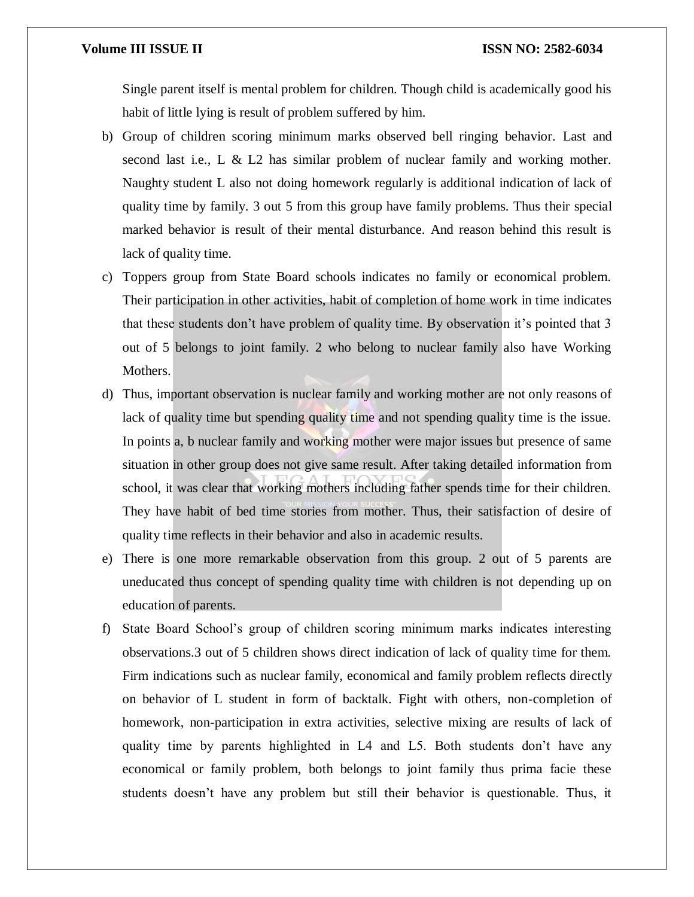Single parent itself is mental problem for children. Though child is academically good his habit of little lying is result of problem suffered by him.

b) Group of children scoring minimum marks observed bell ringing behavior. Last and second last i.e., L & L2 has similar problem of nuclear family and working mother. Naughty student L also not doing homework regularly is additional indication of lack of quality time by family. 3 out 5 from this group have family problems. Thus their special marked behavior is result of their mental disturbance. And reason behind this result is lack of quality time.

c) Toppers group from State Board schools indicates no family or economical problem. Their participation in other activities, habit of completion of home work in time indicates that these students don't have problem of quality time. By observation it's pointed that 3 out of 5 belongs to joint family. 2 who belong to nuclear family also have Working Mothers.

d) Thus, important observation is nuclear family and working mother are not only reasons of lack of quality time but spending quality time and not spending quality time is the issue. In points a, b nuclear family and working mother were major issues but presence of same situation in other group does not give same result. After taking detailed information from school, it was clear that working mothers including father spends time for their children. They have habit of bed time stories from mother. Thus, their satisfaction of desire of quality time reflects in their behavior and also in academic results.

e) There is one more remarkable observation from this group. 2 out of 5 parents are uneducated thus concept of spending quality time with children is not depending up on education of parents.

f) State Board School's group of children scoring minimum marks indicates interesting observations.3 out of 5 children shows direct indication of lack of quality time for them. Firm indications such as nuclear family, economical and family problem reflects directly on behavior of L student in form of backtalk. Fight with others, non-completion of homework, non-participation in extra activities, selective mixing are results of lack of quality time by parents highlighted in L4 and L5. Both students don't have any economical or family problem, both belongs to joint family thus prima facie these students doesn't have any problem but still their behavior is questionable. Thus, it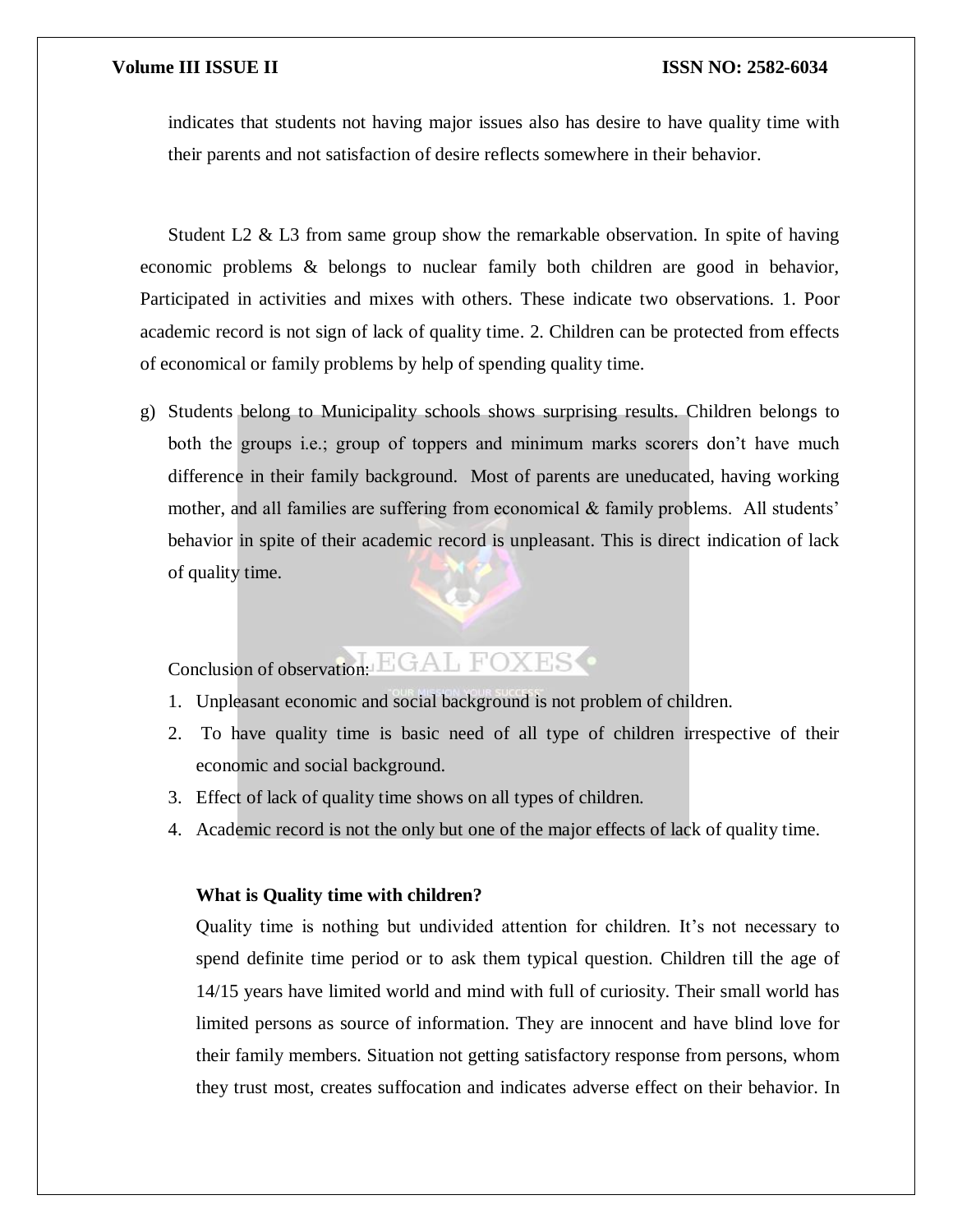indicates that students not having major issues also has desire to have quality time with their parents and not satisfaction of desire reflects somewhere in their behavior.

Student L2 & L3 from same group show the remarkable observation. In spite of having economic problems & belongs to nuclear family both children are good in behavior, Participated in activities and mixes with others. These indicate two observations. 1. Poor academic record is not sign of lack of quality time. 2. Children can be protected from effects of economical or family problems by help of spending quality time.

g) Students belong to Municipality schools shows surprising results. Children belongs to both the groups i.e.; group of toppers and minimum marks scorers don't have much difference in their family background. Most of parents are uneducated, having working mother, and all families are suffering from economical & family problems. All students' behavior in spite of their academic record is unpleasant. This is direct indication of lack of quality time.

Conclusion of observation:

1. Unpleasant economic and social background is not problem of children.
2. To have quality time is basic need of all type of children irrespective of their economic and social background.
3. Effect of lack of quality time shows on all types of children.
4. Academic record is not the only but one of the major effects of lack of quality time.

**What is Quality time with children?**

Quality time is nothing but undivided attention for children. It's not necessary to spend definite time period or to ask them typical question. Children till the age of 14/15 years have limited world and mind with full of curiosity. Their small world has limited persons as source of information. They are innocent and have blind love for their family members. Situation not getting satisfactory response from persons, whom they trust most, creates suffocation and indicates adverse effect on their behavior. In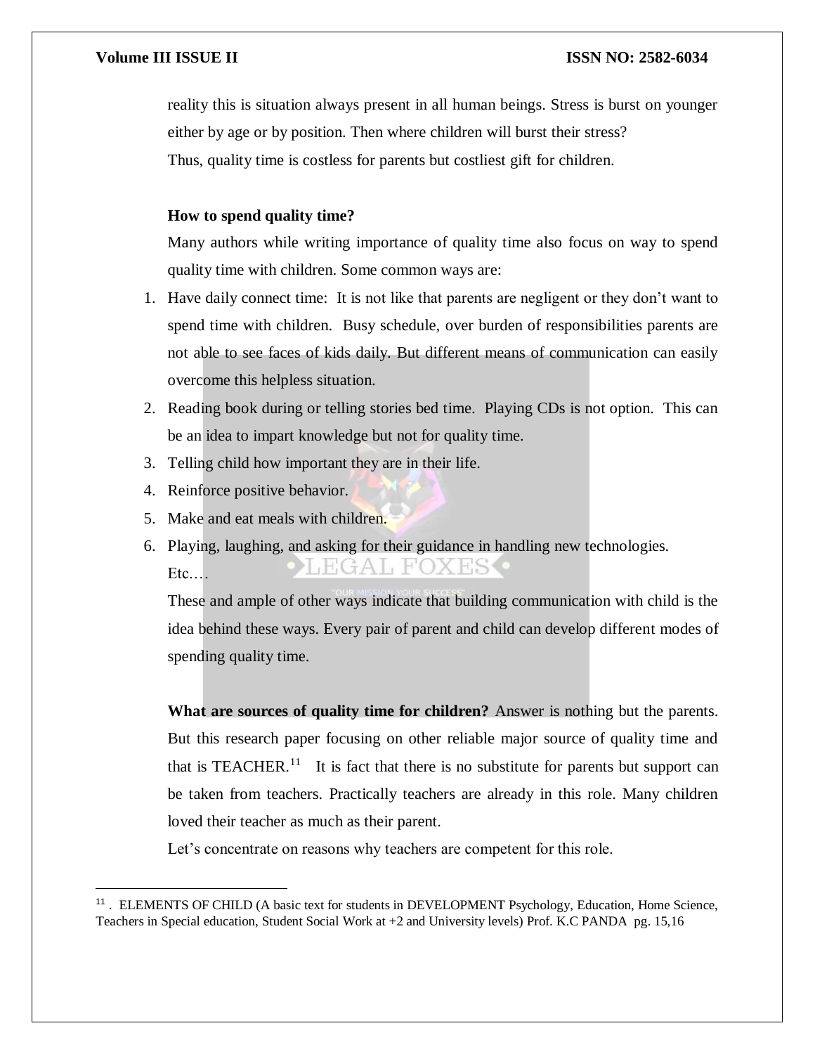reality this is situation always present in all human beings. Stress is burst on younger either by age or by position. Then where children will burst their stress?

Thus, quality time is costless for parents but costliest gift for children.

**How to spend quality time?**

Many authors while writing importance of quality time also focus on way to spend quality time with children. Some common ways are:

1. Have daily connect time: It is not like that parents are negligent or they don't want to spend time with children. Busy schedule, over burden of responsibilities parents are not able to see faces of kids daily. But different means of communication can easily overcome this helpless situation.
2. Reading book during or telling stories bed time. Playing CDs is not option. This can be an idea to impart knowledge but not for quality time.
3. Telling child how important they are in their life.
4. Reinforce positive behavior.
5. Make and eat meals with children.
6. Playing, laughing, and asking for their guidance in handling new technologies.

   Etc.…

These and ample of other ways indicate that building communication with child is the idea behind these ways. Every pair of parent and child can develop different modes of spending quality time.

**What are sources of quality time for children?** Answer is nothing but the parents. But this research paper focusing on other reliable major source of quality time and that is TEACHER.[11] It is fact that there is no substitute for parents but support can be taken from teachers. Practically teachers are already in this role. Many children loved their teacher as much as their parent.

Let's concentrate on reasons why teachers are competent for this role.

---

[11] . ELEMENTS OF CHILD (A basic text for students in DEVELOPMENT Psychology, Education, Home Science, Teachers in Special education, Student Social Work at +2 and University levels) Prof. K.C PANDA pg. 15,16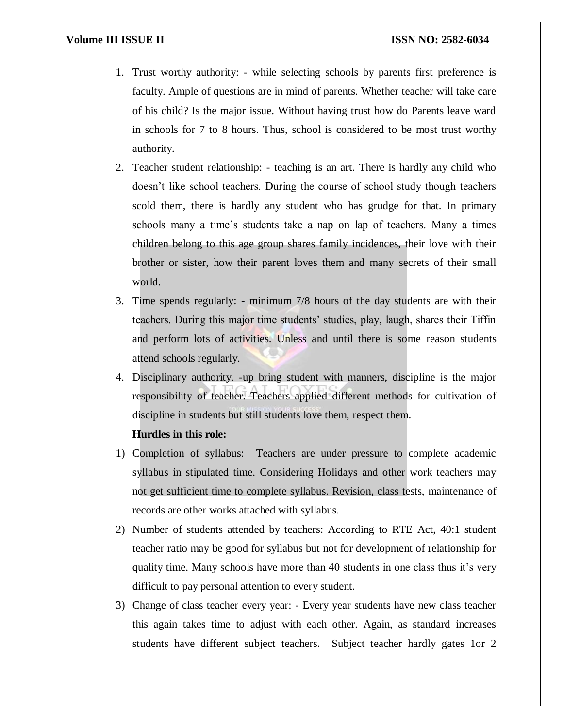1. Trust worthy authority: - while selecting schools by parents first preference is faculty. Ample of questions are in mind of parents. Whether teacher will take care of his child? Is the major issue. Without having trust how do Parents leave ward in schools for 7 to 8 hours. Thus, school is considered to be most trust worthy authority.
2. Teacher student relationship: - teaching is an art. There is hardly any child who doesn't like school teachers. During the course of school study though teachers scold them, there is hardly any student who has grudge for that. In primary schools many a time's students take a nap on lap of teachers. Many a times children belong to this age group shares family incidences, their love with their brother or sister, how their parent loves them and many secrets of their small world.
3. Time spends regularly: - minimum 7/8 hours of the day students are with their teachers. During this major time students' studies, play, laugh, shares their Tiffin and perform lots of activities. Unless and until there is some reason students attend schools regularly.
4. Disciplinary authority. -up bring student with manners, discipline is the major responsibility of teacher. Teachers applied different methods for cultivation of discipline in students but still students love them, respect them.

**Hurdles in this role:**

1) Completion of syllabus: Teachers are under pressure to complete academic syllabus in stipulated time. Considering Holidays and other work teachers may not get sufficient time to complete syllabus. Revision, class tests, maintenance of records are other works attached with syllabus.
2) Number of students attended by teachers: According to RTE Act, 40:1 student teacher ratio may be good for syllabus but not for development of relationship for quality time. Many schools have more than 40 students in one class thus it's very difficult to pay personal attention to every student.
3) Change of class teacher every year: - Every year students have new class teacher this again takes time to adjust with each other. Again, as standard increases students have different subject teachers. Subject teacher hardly gates 1or 2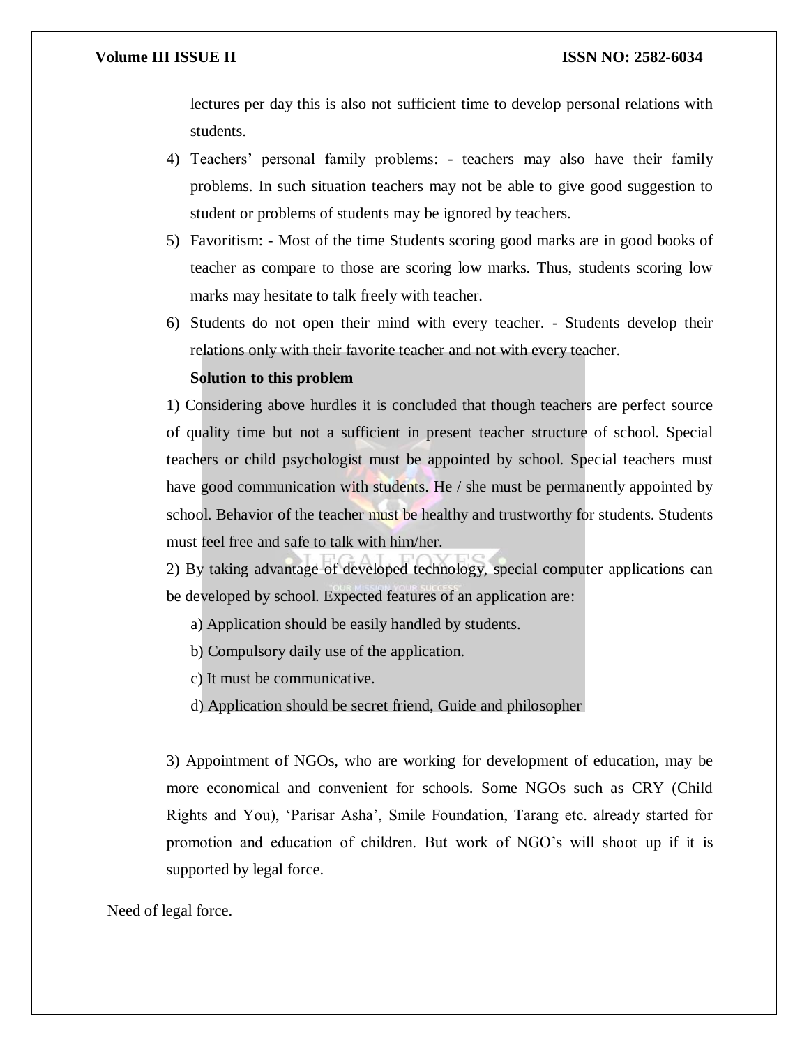lectures per day this is also not sufficient time to develop personal relations with students.

4) Teachers' personal family problems: - teachers may also have their family problems. In such situation teachers may not be able to give good suggestion to student or problems of students may be ignored by teachers.
5) Favoritism: - Most of the time Students scoring good marks are in good books of teacher as compare to those are scoring low marks. Thus, students scoring low marks may hesitate to talk freely with teacher.
6) Students do not open their mind with every teacher. - Students develop their relations only with their favorite teacher and not with every teacher.

**Solution to this problem**

1) Considering above hurdles it is concluded that though teachers are perfect source of quality time but not a sufficient in present teacher structure of school. Special teachers or child psychologist must be appointed by school. Special teachers must have good communication with students. He / she must be permanently appointed by school. Behavior of the teacher must be healthy and trustworthy for students. Students must feel free and safe to talk with him/her.

2) By taking advantage of developed technology, special computer applications can be developed by school. Expected features of an application are:

a) Application should be easily handled by students.

b) Compulsory daily use of the application.

c) It must be communicative.

d) Application should be secret friend, Guide and philosopher

3) Appointment of NGOs, who are working for development of education, may be more economical and convenient for schools. Some NGOs such as CRY (Child Rights and You), 'Parisar Asha', Smile Foundation, Tarang etc. already started for promotion and education of children. But work of NGO's will shoot up if it is supported by legal force.

Need of legal force.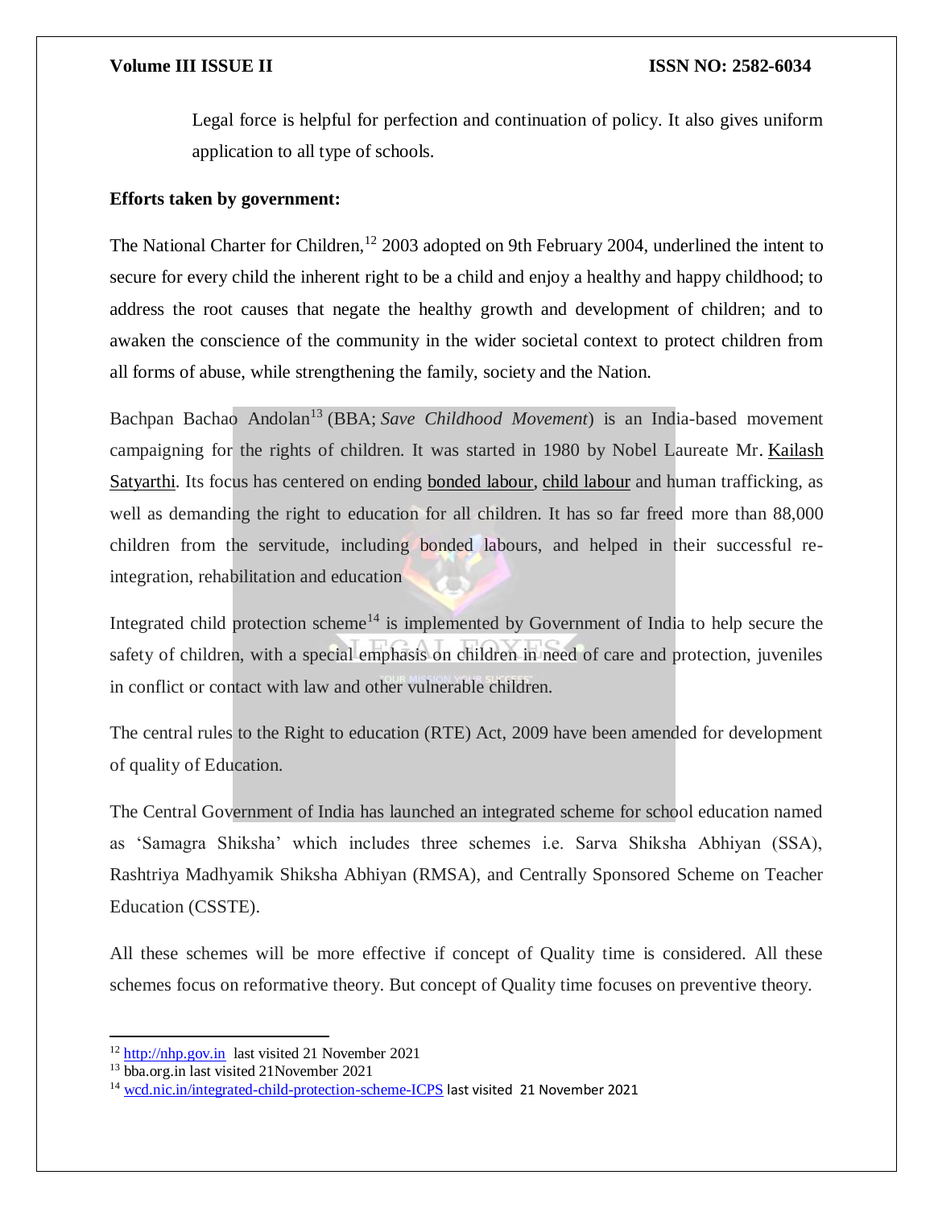Legal force is helpful for perfection and continuation of policy. It also gives uniform application to all type of schools.

**Efforts taken by government:**

The National Charter for Children,[12] 2003 adopted on 9th February 2004, underlined the intent to secure for every child the inherent right to be a child and enjoy a healthy and happy childhood; to address the root causes that negate the healthy growth and development of children; and to awaken the conscience of the community in the wider societal context to protect children from all forms of abuse, while strengthening the family, society and the Nation.

Bachpan Bachao Andolan[13] (BBA; *Save Childhood Movement*) is an India-based movement campaigning for the rights of children. It was started in 1980 by Nobel Laureate Mr. Kailash Satyarthi. Its focus has centered on ending bonded labour, child labour and human trafficking, as well as demanding the right to education for all children. It has so far freed more than 88,000 children from the servitude, including bonded labours, and helped in their successful re-integration, rehabilitation and education

Integrated child protection scheme[14] is implemented by Government of India to help secure the safety of children, with a special emphasis on children in need of care and protection, juveniles in conflict or contact with law and other vulnerable children.

The central rules to the Right to education (RTE) Act, 2009 have been amended for development of quality of Education.

The Central Government of India has launched an integrated scheme for school education named as 'Samagra Shiksha' which includes three schemes i.e. Sarva Shiksha Abhiyan (SSA), Rashtriya Madhyamik Shiksha Abhiyan (RMSA), and Centrally Sponsored Scheme on Teacher Education (CSSTE).

All these schemes will be more effective if concept of Quality time is considered. All these schemes focus on reformative theory. But concept of Quality time focuses on preventive theory.

---

[12] http://nhp.gov.in last visited 21 November 2021

[13] bba.org.in last visited 21November 2021

[14] wcd.nic.in/integrated-child-protection-scheme-ICPS last visited 21 November 2021